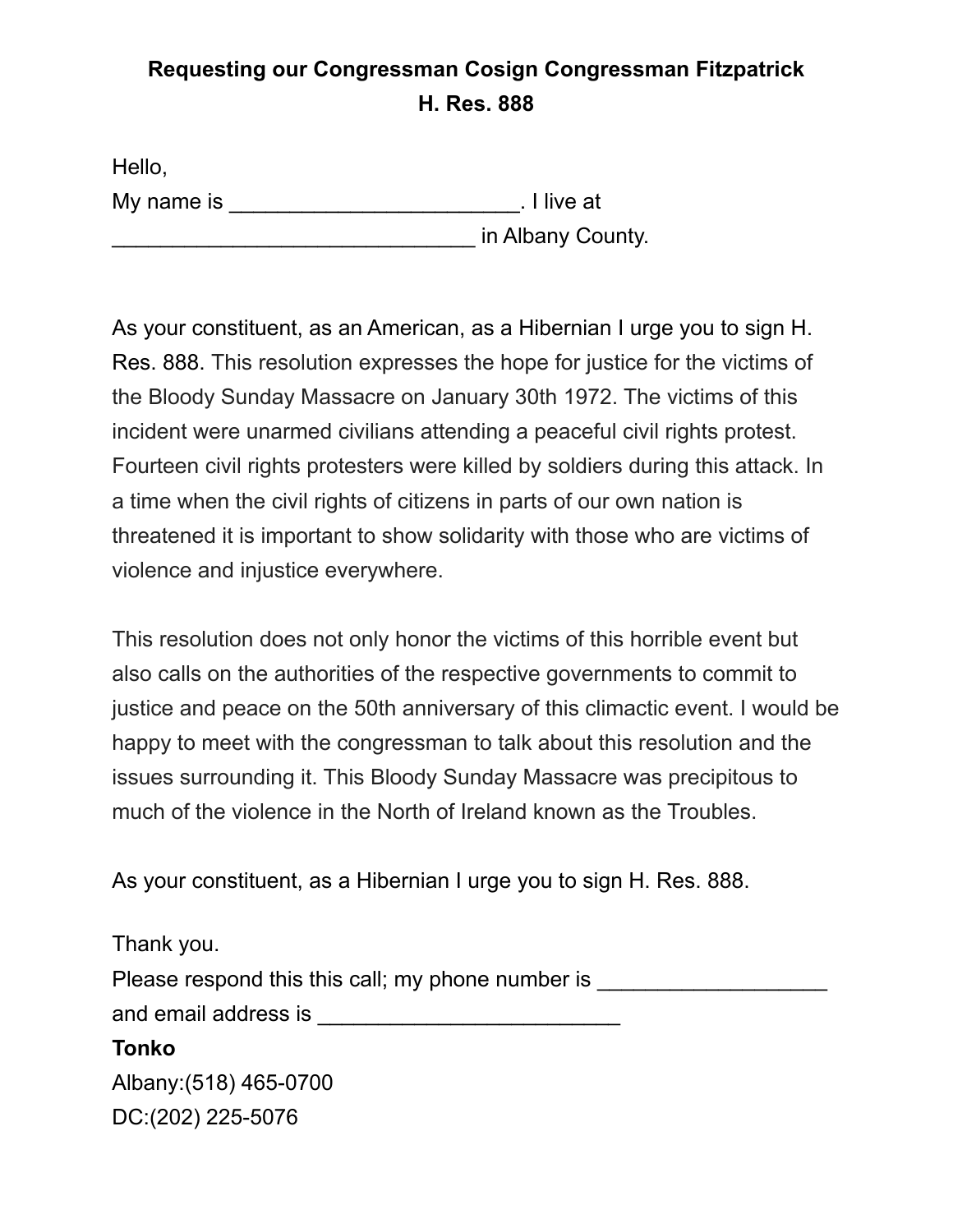**Requesting our Congressman Cosign Congressman Fitzpatrick H. Res. 888**

Hello,
My name is ________________________. I live at
______________________________ in Albany County.

As your constituent, as an American, as a Hibernian I urge you to sign H. Res. 888. This resolution expresses the hope for justice for the victims of the Bloody Sunday Massacre on January 30th 1972. The victims of this incident were unarmed civilians attending a peaceful civil rights protest. Fourteen civil rights protesters were killed by soldiers during this attack. In a time when the civil rights of citizens in parts of our own nation is threatened it is important to show solidarity with those who are victims of violence and injustice everywhere.

This resolution does not only honor the victims of this horrible event but also calls on the authorities of the respective governments to commit to justice and peace on the 50th anniversary of this climactic event. I would be happy to meet with the congressman to talk about this resolution and the issues surrounding it. This Bloody Sunday Massacre was precipitous to much of the violence in the North of Ireland known as the Troubles.

As your constituent, as a Hibernian I urge you to sign H. Res. 888.

Thank you.
Please respond this this call; my phone number is ___________________ and email address is _________________________

**Tonko**
Albany:(518) 465-0700
DC:(202) 225-5076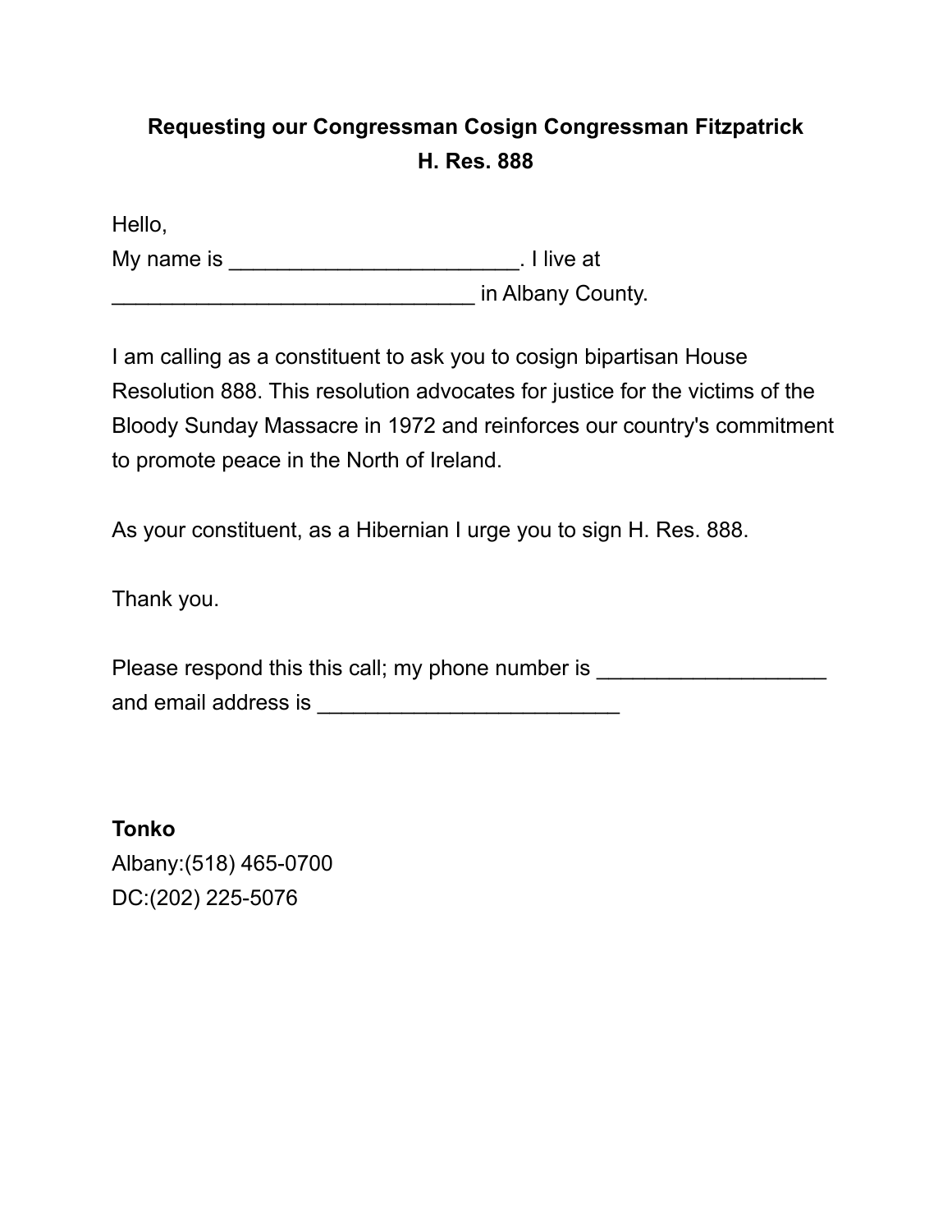**Requesting our Congressman Cosign Congressman Fitzpatrick H. Res. 888**

Hello,

My name is ________________________. I live at ______________________________ in Albany County.

I am calling as a constituent to ask you to cosign bipartisan House Resolution 888. This resolution advocates for justice for the victims of the Bloody Sunday Massacre in 1972 and reinforces our country's commitment to promote peace in the North of Ireland.

As your constituent, as a Hibernian I urge you to sign H. Res. 888.

Thank you.

Please respond this this call; my phone number is ___________________ and email address is _________________________

**Tonko**

Albany:(518) 465-0700

DC:(202) 225-5076